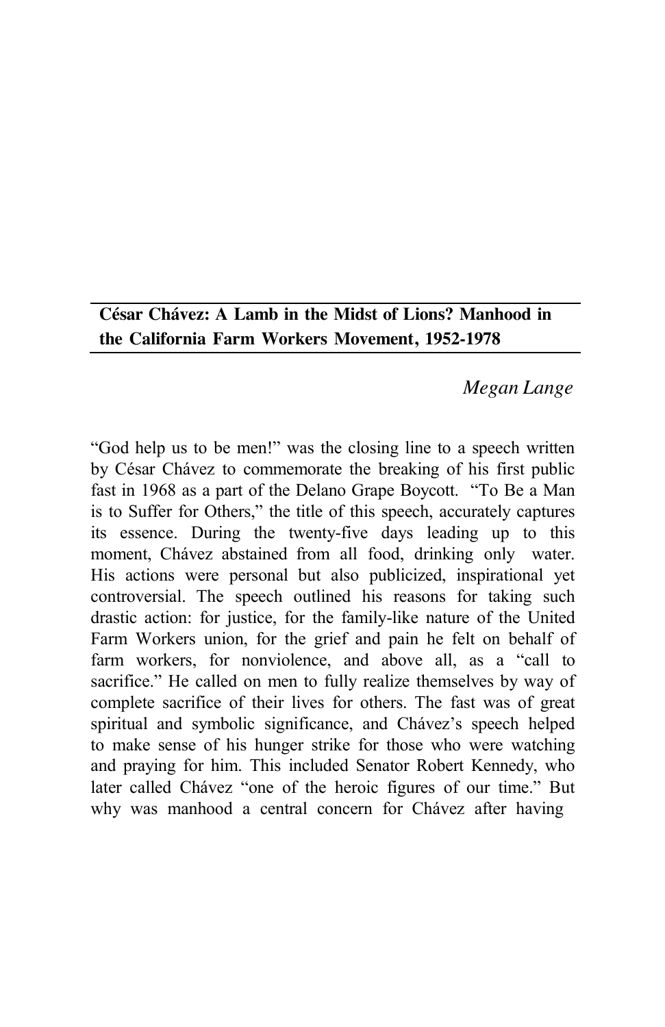# César Chávez: A Lamb in the Midst of Lions? Manhood in the California Farm Workers Movement, 1952-1978

*Megan Lange*

"God help us to be men!" was the closing line to a speech written by César Chávez to commemorate the breaking of his first public fast in 1968 as a part of the Delano Grape Boycott. "To Be a Man is to Suffer for Others," the title of this speech, accurately captures its essence. During the twenty-five days leading up to this moment, Chávez abstained from all food, drinking only water. His actions were personal but also publicized, inspirational yet controversial. The speech outlined his reasons for taking such drastic action: for justice, for the family-like nature of the United Farm Workers union, for the grief and pain he felt on behalf of farm workers, for nonviolence, and above all, as a "call to sacrifice." He called on men to fully realize themselves by way of complete sacrifice of their lives for others. The fast was of great spiritual and symbolic significance, and Chávez's speech helped to make sense of his hunger strike for those who were watching and praying for him. This included Senator Robert Kennedy, who later called Chávez "one of the heroic figures of our time." But why was manhood a central concern for Chávez after having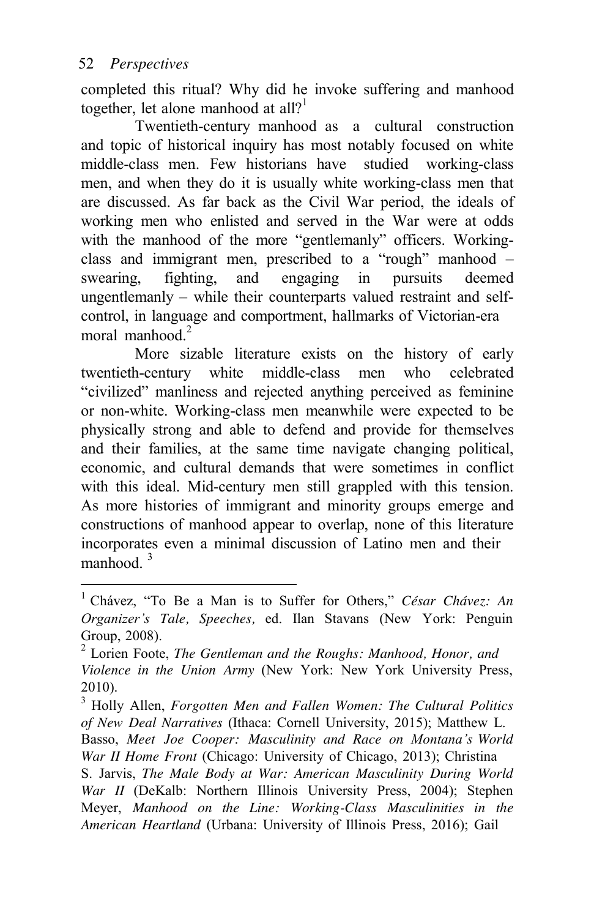completed this ritual? Why did he invoke suffering and manhood together, let alone manhood at all?[1]

Twentieth-century manhood as a cultural construction and topic of historical inquiry has most notably focused on white middle-class men. Few historians have studied working-class men, and when they do it is usually white working-class men that are discussed. As far back as the Civil War period, the ideals of working men who enlisted and served in the War were at odds with the manhood of the more "gentlemanly" officers. Working-class and immigrant men, prescribed to a "rough" manhood – swearing, fighting, and engaging in pursuits deemed ungentlemanly – while their counterparts valued restraint and self-control, in language and comportment, hallmarks of Victorian-era moral manhood.[2]

More sizable literature exists on the history of early twentieth-century white middle-class men who celebrated "civilized" manliness and rejected anything perceived as feminine or non-white. Working-class men meanwhile were expected to be physically strong and able to defend and provide for themselves and their families, at the same time navigate changing political, economic, and cultural demands that were sometimes in conflict with this ideal. Mid-century men still grappled with this tension. As more histories of immigrant and minority groups emerge and constructions of manhood appear to overlap, none of this literature incorporates even a minimal discussion of Latino men and their manhood. [3]

---

[1] Chávez, "To Be a Man is to Suffer for Others," *César Chávez: An Organizer's Tale, Speeches,* ed. Ilan Stavans (New York: Penguin Group, 2008).

[2] Lorien Foote, *The Gentleman and the Roughs: Manhood, Honor, and Violence in the Union Army* (New York: New York University Press, 2010).

[3] Holly Allen, *Forgotten Men and Fallen Women: The Cultural Politics of New Deal Narratives* (Ithaca: Cornell University, 2015); Matthew L. Basso, *Meet Joe Cooper: Masculinity and Race on Montana's World War II Home Front* (Chicago: University of Chicago, 2013); Christina S. Jarvis, *The Male Body at War: American Masculinity During World War II* (DeKalb: Northern Illinois University Press, 2004); Stephen Meyer, *Manhood on the Line: Working-Class Masculinities in the American Heartland* (Urbana: University of Illinois Press, 2016); Gail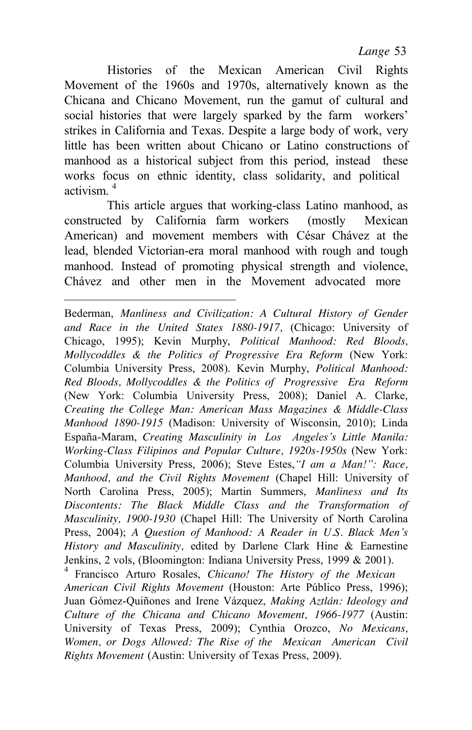Histories of the Mexican American Civil Rights Movement of the 1960s and 1970s, alternatively known as the Chicana and Chicano Movement, run the gamut of cultural and social histories that were largely sparked by the farm workers' strikes in California and Texas. Despite a large body of work, very little has been written about Chicano or Latino constructions of manhood as a historical subject from this period, instead these works focus on ethnic identity, class solidarity, and political activism. [4]

This article argues that working-class Latino manhood, as constructed by California farm workers (mostly Mexican American) and movement members with César Chávez at the lead, blended Victorian-era moral manhood with rough and tough manhood. Instead of promoting physical strength and violence, Chávez and other men in the Movement advocated more

---

Bederman, *Manliness and Civilization: A Cultural History of Gender and Race in the United States 1880-1917,* (Chicago: University of Chicago, 1995); Kevin Murphy, *Political Manhood: Red Bloods, Mollycoddles & the Politics of Progressive Era Reform* (New York: Columbia University Press, 2008). Kevin Murphy, *Political Manhood: Red Bloods, Mollycoddles & the Politics of Progressive Era Reform* (New York: Columbia University Press, 2008); Daniel A. Clarke, *Creating the College Man: American Mass Magazines & Middle-Class Manhood 1890-1915* (Madison: University of Wisconsin, 2010); Linda España-Maram, *Creating Masculinity in Los Angeles's Little Manila: Working-Class Filipinos and Popular Culture, 1920s-1950s* (New York: Columbia University Press, 2006); Steve Estes,*"I am a Man!": Race, Manhood, and the Civil Rights Movement* (Chapel Hill: University of North Carolina Press, 2005); Martin Summers, *Manliness and Its Discontents: The Black Middle Class and the Transformation of Masculinity, 1900-1930* (Chapel Hill: The University of North Carolina Press, 2004); *A Question of Manhood: A Reader in U.S. Black Men's History and Masculinity,* edited by Darlene Clark Hine & Earnestine Jenkins, 2 vols, (Bloomington: Indiana University Press, 1999 & 2001).

[4] Francisco Arturo Rosales, *Chicano! The History of the Mexican American Civil Rights Movement* (Houston: Arte Público Press, 1996); Juan Gómez-Quiñones and Irene Vázquez, *Making Aztlán: Ideology and Culture of the Chicana and Chicano Movement, 1966-1977* (Austin: University of Texas Press, 2009); Cynthia Orozco, *No Mexicans, Women, or Dogs Allowed: The Rise of the Mexican American Civil Rights Movement* (Austin: University of Texas Press, 2009).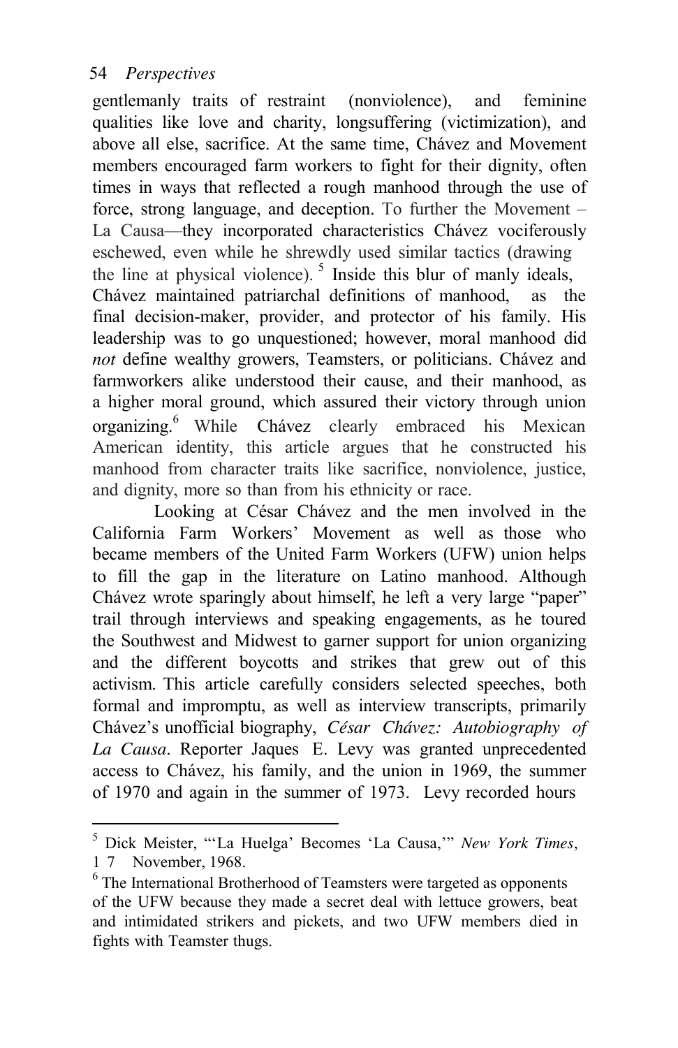gentlemanly traits of restraint (nonviolence), and feminine qualities like love and charity, longsuffering (victimization), and above all else, sacrifice. At the same time, Chávez and Movement members encouraged farm workers to fight for their dignity, often times in ways that reflected a rough manhood through the use of force, strong language, and deception. To further the Movement – La Causa—they incorporated characteristics Chávez vociferously eschewed, even while he shrewdly used similar tactics (drawing the line at physical violence).[5] Inside this blur of manly ideals, Chávez maintained patriarchal definitions of manhood, as the final decision-maker, provider, and protector of his family. His leadership was to go unquestioned; however, moral manhood did *not* define wealthy growers, Teamsters, or politicians. Chávez and farmworkers alike understood their cause, and their manhood, as a higher moral ground, which assured their victory through union organizing.[6] While Chávez clearly embraced his Mexican American identity, this article argues that he constructed his manhood from character traits like sacrifice, nonviolence, justice, and dignity, more so than from his ethnicity or race.

Looking at César Chávez and the men involved in the California Farm Workers' Movement as well as those who became members of the United Farm Workers (UFW) union helps to fill the gap in the literature on Latino manhood. Although Chávez wrote sparingly about himself, he left a very large "paper" trail through interviews and speaking engagements, as he toured the Southwest and Midwest to garner support for union organizing and the different boycotts and strikes that grew out of this activism. This article carefully considers selected speeches, both formal and impromptu, as well as interview transcripts, primarily Chávez's unofficial biography, *César Chávez: Autobiography of La Causa*. Reporter Jaques E. Levy was granted unprecedented access to Chávez, his family, and the union in 1969, the summer of 1970 and again in the summer of 1973. Levy recorded hours

---

[5] Dick Meister, "'La Huelga' Becomes 'La Causa,'" *New York Times*, 17 November, 1968.

[6] The International Brotherhood of Teamsters were targeted as opponents of the UFW because they made a secret deal with lettuce growers, beat and intimidated strikers and pickets, and two UFW members died in fights with Teamster thugs.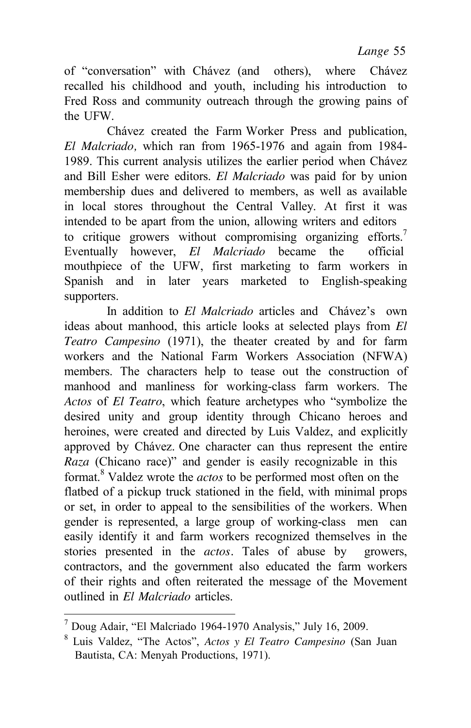of "conversation" with Chávez (and others), where Chávez recalled his childhood and youth, including his introduction to Fred Ross and community outreach through the growing pains of the UFW.

Chávez created the Farm Worker Press and publication, *El Malcriado,* which ran from 1965-1976 and again from 1984-1989. This current analysis utilizes the earlier period when Chávez and Bill Esher were editors. *El Malcriado* was paid for by union membership dues and delivered to members, as well as available in local stores throughout the Central Valley. At first it was intended to be apart from the union, allowing writers and editors to critique growers without compromising organizing efforts.[7] Eventually however, *El Malcriado* became the official mouthpiece of the UFW, first marketing to farm workers in Spanish and in later years marketed to English-speaking supporters.

In addition to *El Malcriado* articles and Chávez's own ideas about manhood, this article looks at selected plays from *El Teatro Campesino* (1971), the theater created by and for farm workers and the National Farm Workers Association (NFWA) members. The characters help to tease out the construction of manhood and manliness for working-class farm workers. The *Actos* of *El Teatro*, which feature archetypes who "symbolize the desired unity and group identity through Chicano heroes and heroines, were created and directed by Luis Valdez, and explicitly approved by Chávez. One character can thus represent the entire *Raza* (Chicano race)" and gender is easily recognizable in this format.[8] Valdez wrote the *actos* to be performed most often on the flatbed of a pickup truck stationed in the field, with minimal props or set, in order to appeal to the sensibilities of the workers. When gender is represented, a large group of working-class men can easily identify it and farm workers recognized themselves in the stories presented in the *actos*. Tales of abuse by growers, contractors, and the government also educated the farm workers of their rights and often reiterated the message of the Movement outlined in *El Malcriado* articles.

---

[7] Doug Adair, "El Malcriado 1964-1970 Analysis," July 16, 2009.

[8] Luis Valdez, "The Actos", *Actos y El Teatro Campesino* (San Juan Bautista, CA: Menyah Productions, 1971).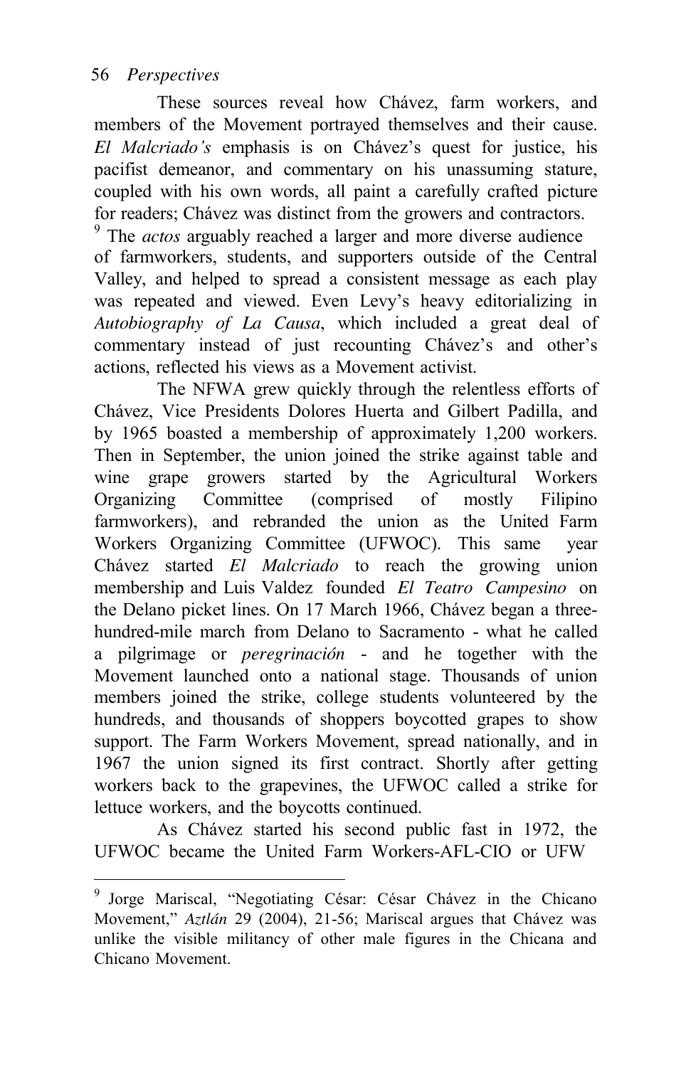These sources reveal how Chávez, farm workers, and members of the Movement portrayed themselves and their cause. *El Malcriado's* emphasis is on Chávez's quest for justice, his pacifist demeanor, and commentary on his unassuming stature, coupled with his own words, all paint a carefully crafted picture for readers; Chávez was distinct from the growers and contractors.[9] The *actos* arguably reached a larger and more diverse audience of farmworkers, students, and supporters outside of the Central Valley, and helped to spread a consistent message as each play was repeated and viewed. Even Levy's heavy editorializing in *Autobiography of La Causa*, which included a great deal of commentary instead of just recounting Chávez's and other's actions, reflected his views as a Movement activist.

The NFWA grew quickly through the relentless efforts of Chávez, Vice Presidents Dolores Huerta and Gilbert Padilla, and by 1965 boasted a membership of approximately 1,200 workers. Then in September, the union joined the strike against table and wine grape growers started by the Agricultural Workers Organizing Committee (comprised of mostly Filipino farmworkers), and rebranded the union as the United Farm Workers Organizing Committee (UFWOC). This same year Chávez started *El Malcriado* to reach the growing union membership and Luis Valdez founded *El Teatro Campesino* on the Delano picket lines. On 17 March 1966, Chávez began a three-hundred-mile march from Delano to Sacramento - what he called a pilgrimage or *peregrinación* - and he together with the Movement launched onto a national stage. Thousands of union members joined the strike, college students volunteered by the hundreds, and thousands of shoppers boycotted grapes to show support. The Farm Workers Movement, spread nationally, and in 1967 the union signed its first contract. Shortly after getting workers back to the grapevines, the UFWOC called a strike for lettuce workers, and the boycotts continued.

As Chávez started his second public fast in 1972, the UFWOC became the United Farm Workers-AFL-CIO or UFW

---

[9] Jorge Mariscal, "Negotiating César: César Chávez in the Chicano Movement," *Aztlán* 29 (2004), 21-56; Mariscal argues that Chávez was unlike the visible militancy of other male figures in the Chicana and Chicano Movement.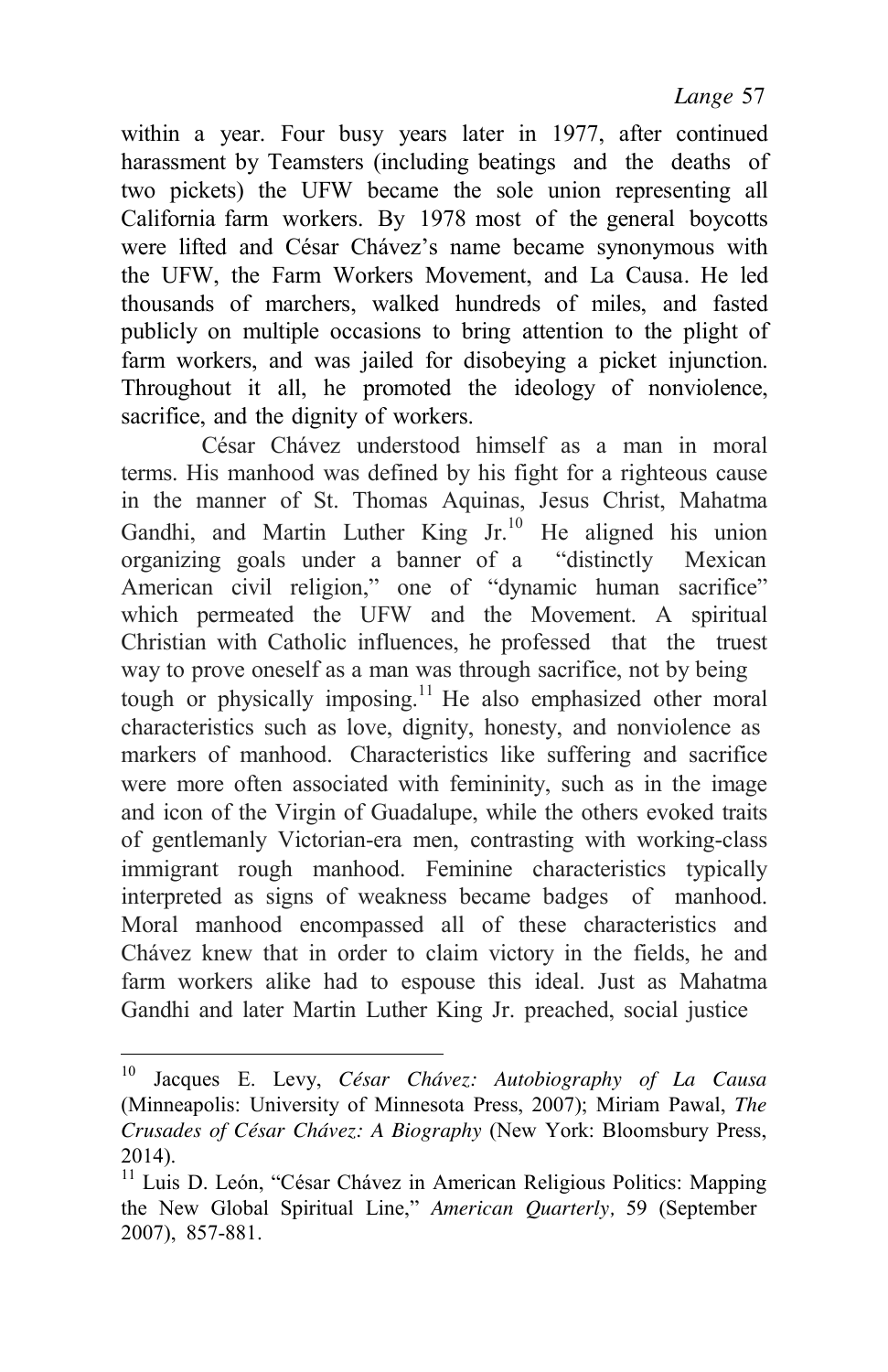within a year. Four busy years later in 1977, after continued harassment by Teamsters (including beatings and the deaths of two pickets) the UFW became the sole union representing all California farm workers. By 1978 most of the general boycotts were lifted and César Chávez's name became synonymous with the UFW, the Farm Workers Movement, and La Causa. He led thousands of marchers, walked hundreds of miles, and fasted publicly on multiple occasions to bring attention to the plight of farm workers, and was jailed for disobeying a picket injunction. Throughout it all, he promoted the ideology of nonviolence, sacrifice, and the dignity of workers.

César Chávez understood himself as a man in moral terms. His manhood was defined by his fight for a righteous cause in the manner of St. Thomas Aquinas, Jesus Christ, Mahatma Gandhi, and Martin Luther King Jr.[10] He aligned his union organizing goals under a banner of a "distinctly Mexican American civil religion," one of "dynamic human sacrifice" which permeated the UFW and the Movement. A spiritual Christian with Catholic influences, he professed that the truest way to prove oneself as a man was through sacrifice, not by being tough or physically imposing.[11] He also emphasized other moral characteristics such as love, dignity, honesty, and nonviolence as markers of manhood. Characteristics like suffering and sacrifice were more often associated with femininity, such as in the image and icon of the Virgin of Guadalupe, while the others evoked traits of gentlemanly Victorian-era men, contrasting with working-class immigrant rough manhood. Feminine characteristics typically interpreted as signs of weakness became badges of manhood. Moral manhood encompassed all of these characteristics and Chávez knew that in order to claim victory in the fields, he and farm workers alike had to espouse this ideal. Just as Mahatma Gandhi and later Martin Luther King Jr. preached, social justice

---

[10] Jacques E. Levy, *César Chávez: Autobiography of La Causa* (Minneapolis: University of Minnesota Press, 2007); Miriam Pawal, *The Crusades of César Chávez: A Biography* (New York: Bloomsbury Press, 2014).

[11] Luis D. León, "César Chávez in American Religious Politics: Mapping the New Global Spiritual Line," *American Quarterly,* 59 (September 2007), 857-881.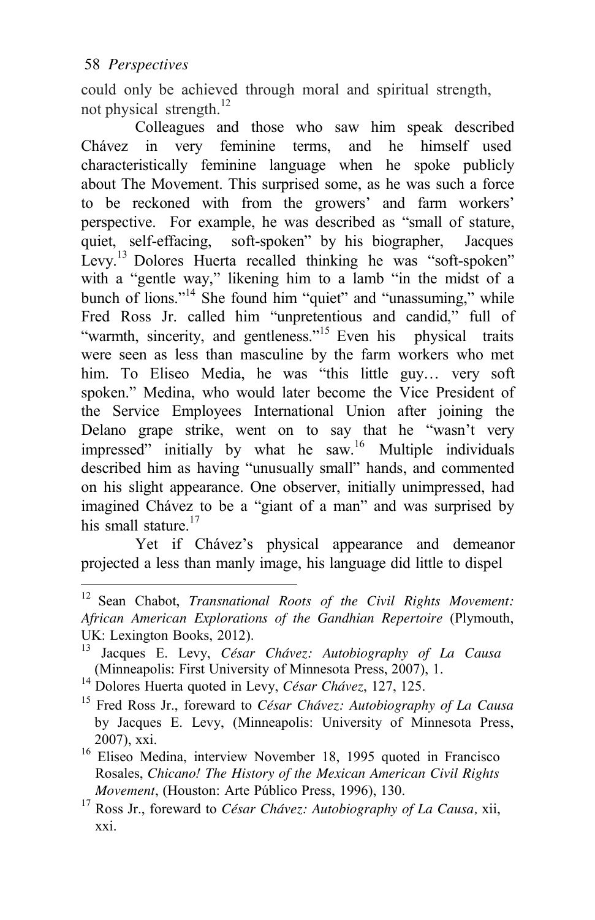could only be achieved through moral and spiritual strength, not physical strength.[12]

Colleagues and those who saw him speak described Chávez in very feminine terms, and he himself used characteristically feminine language when he spoke publicly about The Movement. This surprised some, as he was such a force to be reckoned with from the growers' and farm workers' perspective. For example, he was described as "small of stature, quiet, self-effacing, soft-spoken" by his biographer, Jacques Levy.[13] Dolores Huerta recalled thinking he was "soft-spoken" with a "gentle way," likening him to a lamb "in the midst of a bunch of lions."[14] She found him "quiet" and "unassuming," while Fred Ross Jr. called him "unpretentious and candid," full of "warmth, sincerity, and gentleness."[15] Even his physical traits were seen as less than masculine by the farm workers who met him. To Eliseo Media, he was "this little guy… very soft spoken." Medina, who would later become the Vice President of the Service Employees International Union after joining the Delano grape strike, went on to say that he "wasn't very impressed" initially by what he saw.[16] Multiple individuals described him as having "unusually small" hands, and commented on his slight appearance. One observer, initially unimpressed, had imagined Chávez to be a "giant of a man" and was surprised by his small stature.[17]

Yet if Chávez's physical appearance and demeanor projected a less than manly image, his language did little to dispel

---

[12] Sean Chabot, *Transnational Roots of the Civil Rights Movement: African American Explorations of the Gandhian Repertoire* (Plymouth, UK: Lexington Books, 2012).

[13] Jacques E. Levy, *César Chávez: Autobiography of La Causa* (Minneapolis: First University of Minnesota Press, 2007), 1.

[14] Dolores Huerta quoted in Levy, *César Chávez*, 127, 125.

[15] Fred Ross Jr., foreward to *César Chávez: Autobiography of La Causa* by Jacques E. Levy, (Minneapolis: University of Minnesota Press, 2007), xxi.

[16] Eliseo Medina, interview November 18, 1995 quoted in Francisco Rosales, *Chicano! The History of the Mexican American Civil Rights Movement*, (Houston: Arte Público Press, 1996), 130.

[17] Ross Jr., foreward to *César Chávez: Autobiography of La Causa,* xii, xxi.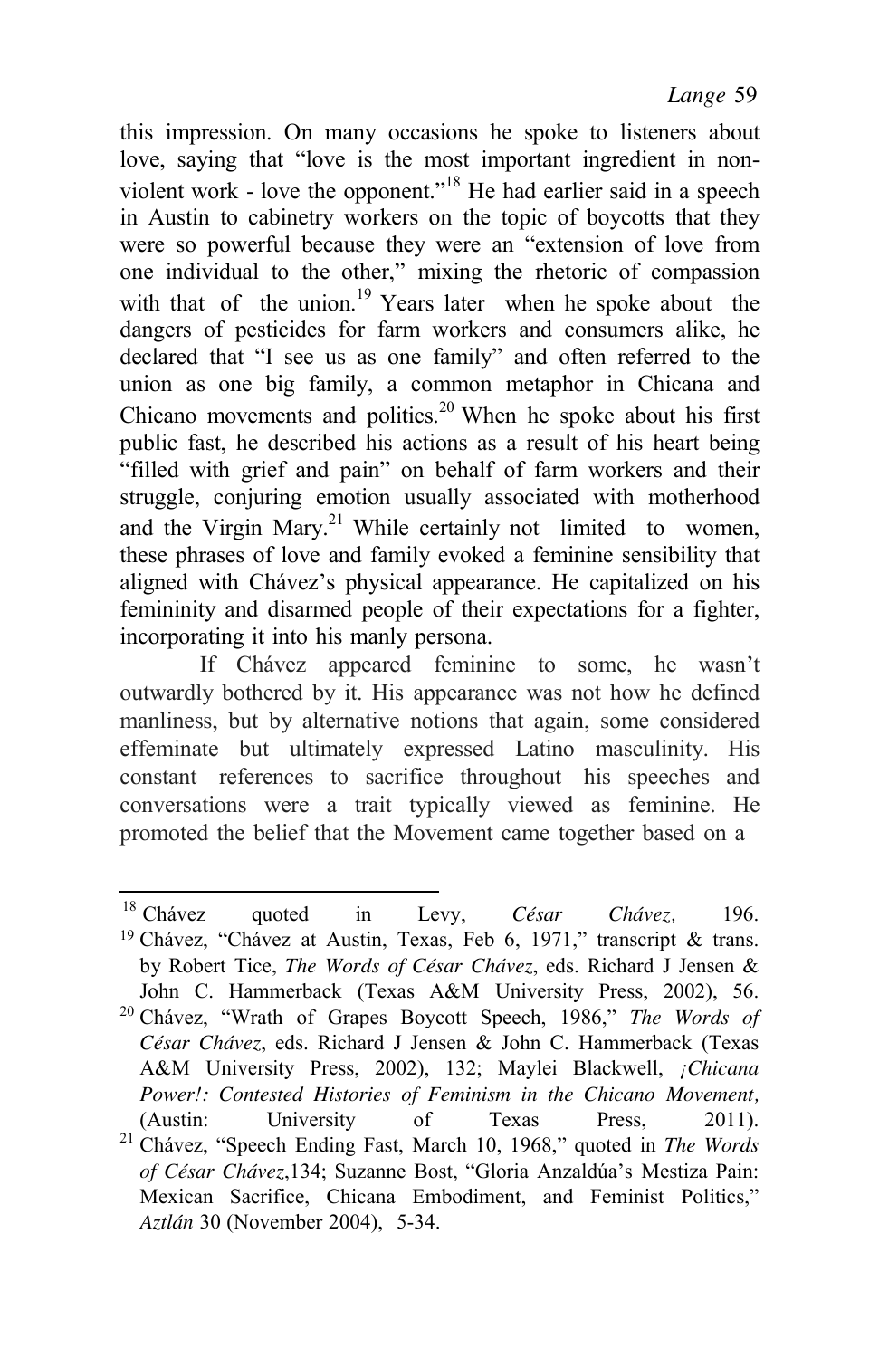this impression. On many occasions he spoke to listeners about love, saying that "love is the most important ingredient in non-violent work - love the opponent."[18] He had earlier said in a speech in Austin to cabinetry workers on the topic of boycotts that they were so powerful because they were an "extension of love from one individual to the other," mixing the rhetoric of compassion with that of the union.[19] Years later when he spoke about the dangers of pesticides for farm workers and consumers alike, he declared that "I see us as one family" and often referred to the union as one big family, a common metaphor in Chicana and Chicano movements and politics.[20] When he spoke about his first public fast, he described his actions as a result of his heart being "filled with grief and pain" on behalf of farm workers and their struggle, conjuring emotion usually associated with motherhood and the Virgin Mary.[21] While certainly not limited to women, these phrases of love and family evoked a feminine sensibility that aligned with Chávez's physical appearance. He capitalized on his femininity and disarmed people of their expectations for a fighter, incorporating it into his manly persona.

If Chávez appeared feminine to some, he wasn't outwardly bothered by it. His appearance was not how he defined manliness, but by alternative notions that again, some considered effeminate but ultimately expressed Latino masculinity. His constant references to sacrifice throughout his speeches and conversations were a trait typically viewed as feminine. He promoted the belief that the Movement came together based on a

---

[18] Chávez quoted in Levy, *César Chávez,* 196.

[19] Chávez, "Chávez at Austin, Texas, Feb 6, 1971," transcript & trans. by Robert Tice, *The Words of César Chávez*, eds. Richard J Jensen & John C. Hammerback (Texas A&M University Press, 2002), 56.

[20] Chávez, "Wrath of Grapes Boycott Speech, 1986," *The Words of César Chávez*, eds. Richard J Jensen & John C. Hammerback (Texas A&M University Press, 2002), 132; Maylei Blackwell, *¡Chicana Power!: Contested Histories of Feminism in the Chicano Movement,* (Austin: University of Texas Press, 2011).

[21] Chávez, "Speech Ending Fast, March 10, 1968," quoted in *The Words of César Chávez*,134; Suzanne Bost, "Gloria Anzaldúa's Mestiza Pain: Mexican Sacrifice, Chicana Embodiment, and Feminist Politics," *Aztlán* 30 (November 2004), 5-34.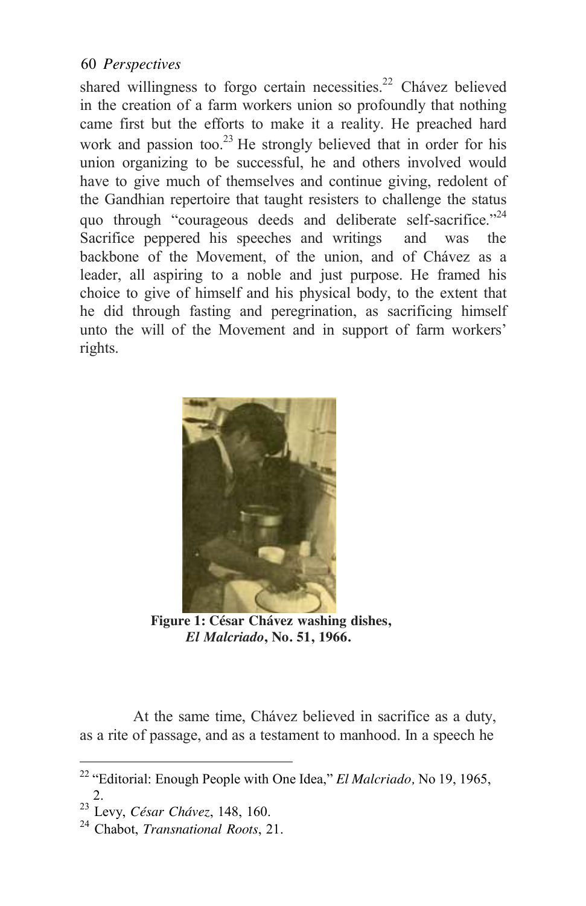shared willingness to forgo certain necessities.[22] Chávez believed in the creation of a farm workers union so profoundly that nothing came first but the efforts to make it a reality. He preached hard work and passion too.[23] He strongly believed that in order for his union organizing to be successful, he and others involved would have to give much of themselves and continue giving, redolent of the Gandhian repertoire that taught resisters to challenge the status quo through "courageous deeds and deliberate self-sacrifice."[24] Sacrifice peppered his speeches and writings and was the backbone of the Movement, of the union, and of Chávez as a leader, all aspiring to a noble and just purpose. He framed his choice to give of himself and his physical body, to the extent that he did through fasting and peregrination, as sacrificing himself unto the will of the Movement and in support of farm workers' rights.

**Figure 1: César Chávez washing dishes, *El Malcriado*, No. 51, 1966.**

At the same time, Chávez believed in sacrifice as a duty, as a rite of passage, and as a testament to manhood. In a speech he

[22] "Editorial: Enough People with One Idea," *El Malcriado,* No 19, 1965, 2.

[23] Levy, *César Chávez*, 148, 160.

[24] Chabot, *Transnational Roots*, 21.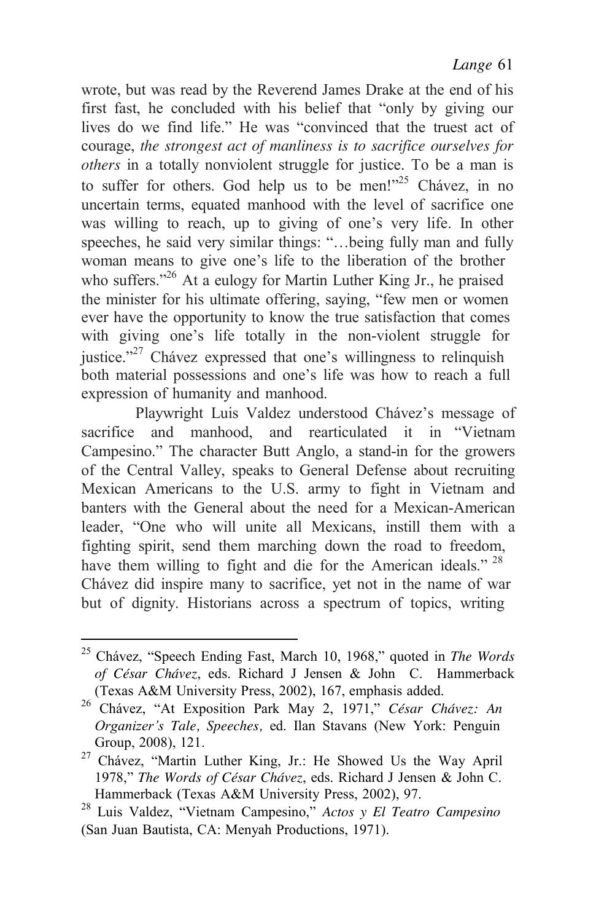wrote, but was read by the Reverend James Drake at the end of his first fast, he concluded with his belief that "only by giving our lives do we find life." He was "convinced that the truest act of courage, *the strongest act of manliness is to sacrifice ourselves for others* in a totally nonviolent struggle for justice. To be a man is to suffer for others. God help us to be men!"[25] Chávez, in no uncertain terms, equated manhood with the level of sacrifice one was willing to reach, up to giving of one's very life. In other speeches, he said very similar things: "…being fully man and fully woman means to give one's life to the liberation of the brother who suffers."[26] At a eulogy for Martin Luther King Jr., he praised the minister for his ultimate offering, saying, "few men or women ever have the opportunity to know the true satisfaction that comes with giving one's life totally in the non-violent struggle for justice."[27] Chávez expressed that one's willingness to relinquish both material possessions and one's life was how to reach a full expression of humanity and manhood.

Playwright Luis Valdez understood Chávez's message of sacrifice and manhood, and rearticulated it in "Vietnam Campesino." The character Butt Anglo, a stand-in for the growers of the Central Valley, speaks to General Defense about recruiting Mexican Americans to the U.S. army to fight in Vietnam and banters with the General about the need for a Mexican-American leader, "One who will unite all Mexicans, instill them with a fighting spirit, send them marching down the road to freedom, have them willing to fight and die for the American ideals."[28] Chávez did inspire many to sacrifice, yet not in the name of war but of dignity. Historians across a spectrum of topics, writing

---

[25] Chávez, "Speech Ending Fast, March 10, 1968," quoted in *The Words of César Chávez*, eds. Richard J Jensen & John C. Hammerback (Texas A&M University Press, 2002), 167, emphasis added.

[26] Chávez, "At Exposition Park May 2, 1971," *César Chávez: An Organizer's Tale, Speeches,* ed. Ilan Stavans (New York: Penguin Group, 2008), 121.

[27] Chávez, "Martin Luther King, Jr.: He Showed Us the Way April 1978," *The Words of César Chávez*, eds. Richard J Jensen & John C. Hammerback (Texas A&M University Press, 2002), 97.

[28] Luis Valdez, "Vietnam Campesino," *Actos y El Teatro Campesino* (San Juan Bautista, CA: Menyah Productions, 1971).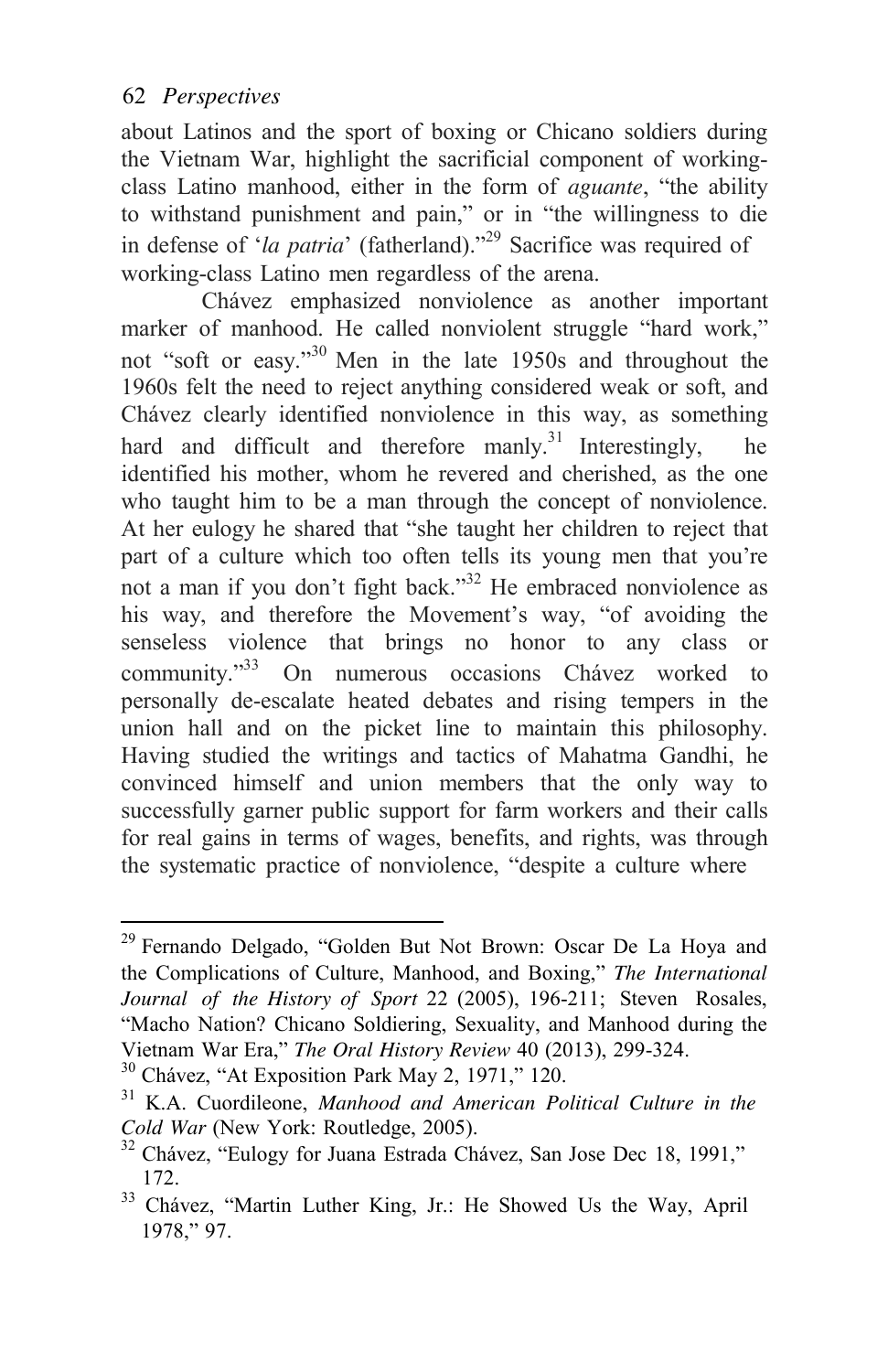about Latinos and the sport of boxing or Chicano soldiers during the Vietnam War, highlight the sacrificial component of working-class Latino manhood, either in the form of *aguante*, "the ability to withstand punishment and pain," or in "the willingness to die in defense of '*la patria*' (fatherland)."[29] Sacrifice was required of working-class Latino men regardless of the arena.

Chávez emphasized nonviolence as another important marker of manhood. He called nonviolent struggle "hard work," not "soft or easy."[30] Men in the late 1950s and throughout the 1960s felt the need to reject anything considered weak or soft, and Chávez clearly identified nonviolence in this way, as something hard and difficult and therefore manly.[31] Interestingly, he identified his mother, whom he revered and cherished, as the one who taught him to be a man through the concept of nonviolence. At her eulogy he shared that "she taught her children to reject that part of a culture which too often tells its young men that you're not a man if you don't fight back."[32] He embraced nonviolence as his way, and therefore the Movement's way, "of avoiding the senseless violence that brings no honor to any class or community."[33] On numerous occasions Chávez worked to personally de-escalate heated debates and rising tempers in the union hall and on the picket line to maintain this philosophy. Having studied the writings and tactics of Mahatma Gandhi, he convinced himself and union members that the only way to successfully garner public support for farm workers and their calls for real gains in terms of wages, benefits, and rights, was through the systematic practice of nonviolence, "despite a culture where

---

[29] Fernando Delgado, "Golden But Not Brown: Oscar De La Hoya and the Complications of Culture, Manhood, and Boxing," *The International Journal of the History of Sport* 22 (2005), 196-211; Steven Rosales, "Macho Nation? Chicano Soldiering, Sexuality, and Manhood during the Vietnam War Era," *The Oral History Review* 40 (2013), 299-324.

[30] Chávez, "At Exposition Park May 2, 1971," 120.

[31] K.A. Cuordileone, *Manhood and American Political Culture in the Cold War* (New York: Routledge, 2005).

[32] Chávez, "Eulogy for Juana Estrada Chávez, San Jose Dec 18, 1991," 172.

[33] Chávez, "Martin Luther King, Jr.: He Showed Us the Way, April 1978," 97.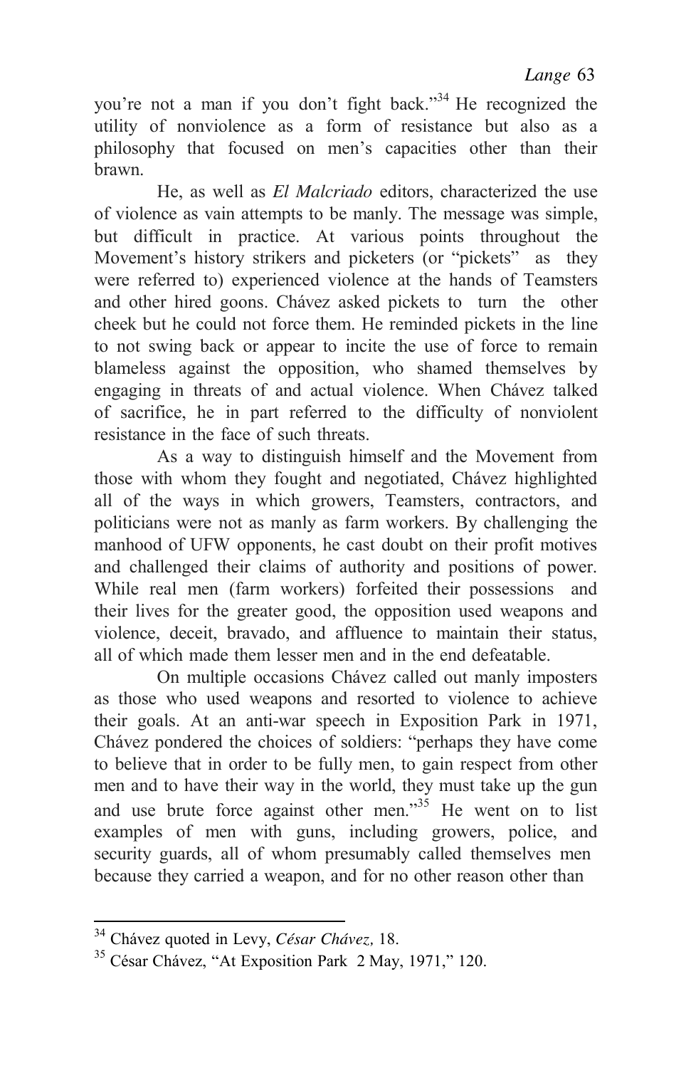you're not a man if you don't fight back."[34] He recognized the utility of nonviolence as a form of resistance but also as a philosophy that focused on men's capacities other than their brawn.

He, as well as *El Malcriado* editors, characterized the use of violence as vain attempts to be manly. The message was simple, but difficult in practice. At various points throughout the Movement's history strikers and picketers (or "pickets" as they were referred to) experienced violence at the hands of Teamsters and other hired goons. Chávez asked pickets to turn the other cheek but he could not force them. He reminded pickets in the line to not swing back or appear to incite the use of force to remain blameless against the opposition, who shamed themselves by engaging in threats of and actual violence. When Chávez talked of sacrifice, he in part referred to the difficulty of nonviolent resistance in the face of such threats.

As a way to distinguish himself and the Movement from those with whom they fought and negotiated, Chávez highlighted all of the ways in which growers, Teamsters, contractors, and politicians were not as manly as farm workers. By challenging the manhood of UFW opponents, he cast doubt on their profit motives and challenged their claims of authority and positions of power. While real men (farm workers) forfeited their possessions and their lives for the greater good, the opposition used weapons and violence, deceit, bravado, and affluence to maintain their status, all of which made them lesser men and in the end defeatable.

On multiple occasions Chávez called out manly imposters as those who used weapons and resorted to violence to achieve their goals. At an anti-war speech in Exposition Park in 1971, Chávez pondered the choices of soldiers: "perhaps they have come to believe that in order to be fully men, to gain respect from other men and to have their way in the world, they must take up the gun and use brute force against other men."[35] He went on to list examples of men with guns, including growers, police, and security guards, all of whom presumably called themselves men because they carried a weapon, and for no other reason other than

---

[34] Chávez quoted in Levy, *César Chávez,* 18.

[35] César Chávez, "At Exposition Park 2 May, 1971," 120.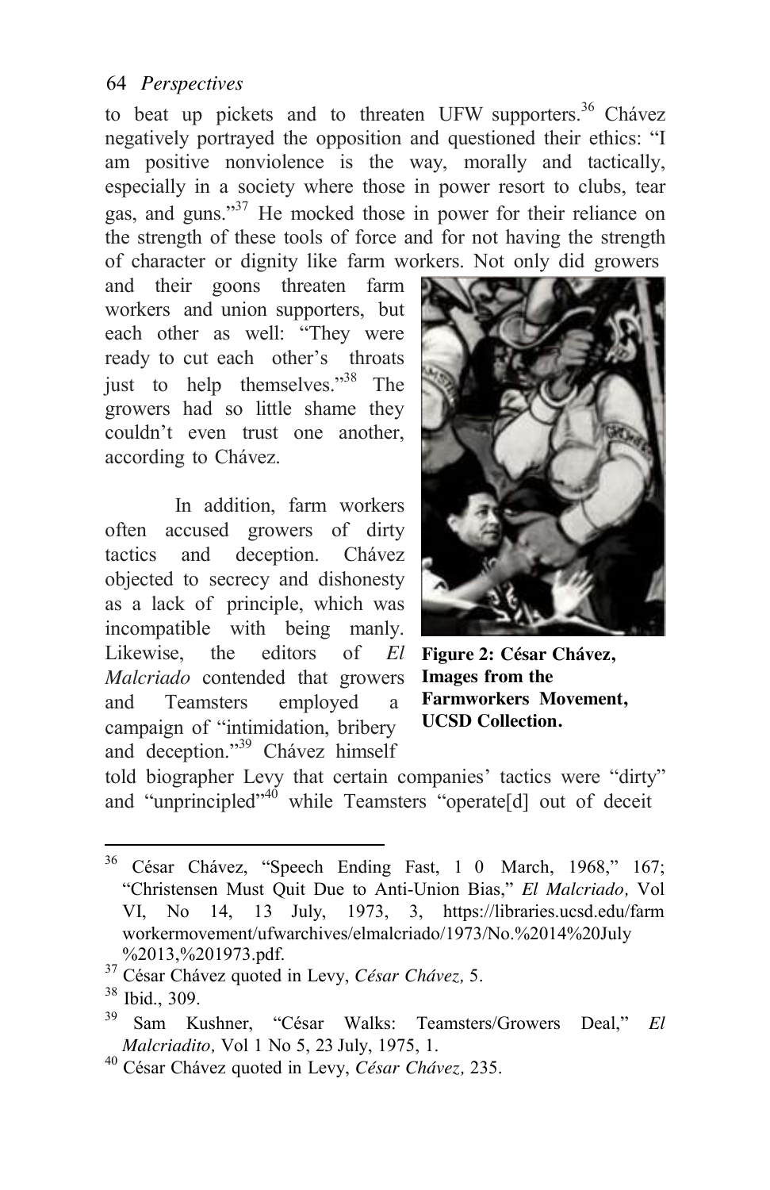to beat up pickets and to threaten UFW supporters.[36] Chávez negatively portrayed the opposition and questioned their ethics: "I am positive nonviolence is the way, morally and tactically, especially in a society where those in power resort to clubs, tear gas, and guns."[37] He mocked those in power for their reliance on the strength of these tools of force and for not having the strength of character or dignity like farm workers. Not only did growers and their goons threaten farm workers and union supporters, but each other as well: "They were ready to cut each other's throats just to help themselves."[38] The growers had so little shame they couldn't even trust one another, according to Chávez.

In addition, farm workers often accused growers of dirty tactics and deception. Chávez objected to secrecy and dishonesty as a lack of principle, which was incompatible with being manly. Likewise, the editors of *El Malcriado* contended that growers and Teamsters employed a campaign of "intimidation, bribery and deception."[39] Chávez himself told biographer Levy that certain companies' tactics were "dirty" and "unprincipled"[40] while Teamsters "operate[d] out of deceit

**Figure 2: César Chávez, Images from the Farmworkers Movement, UCSD Collection.**

---

[36] César Chávez, "Speech Ending Fast, 1 0 March, 1968," 167; "Christensen Must Quit Due to Anti-Union Bias," *El Malcriado,* Vol VI, No 14, 13 July, 1973, 3, https://libraries.ucsd.edu/farmworkermovement/ufwarchives/elmalcriado/1973/No.%2014%20July%2013,%201973.pdf.

[37] César Chávez quoted in Levy, *César Chávez,* 5.

[38] Ibid., 309.

[39] Sam Kushner, "César Walks: Teamsters/Growers Deal," *El Malcriadito,* Vol 1 No 5, 23 July, 1975, 1.

[40] César Chávez quoted in Levy, *César Chávez,* 235.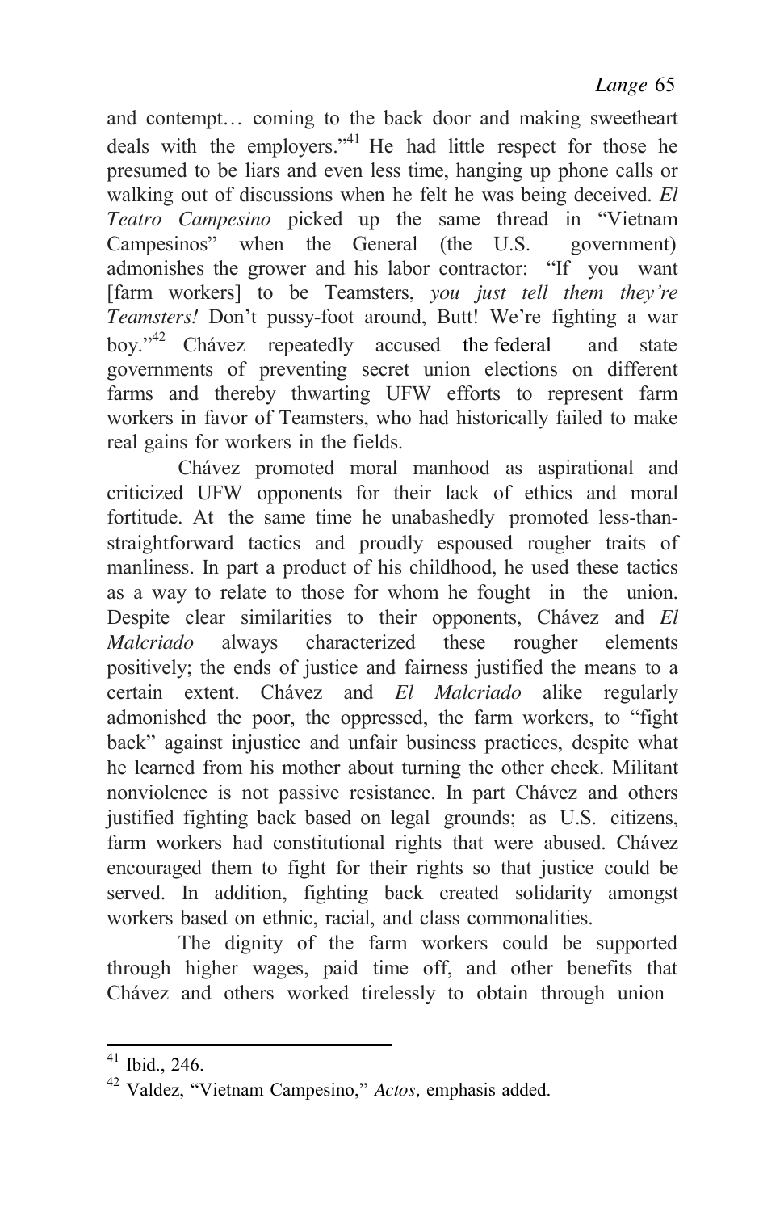and contempt… coming to the back door and making sweetheart deals with the employers."[41] He had little respect for those he presumed to be liars and even less time, hanging up phone calls or walking out of discussions when he felt he was being deceived. *El Teatro Campesino* picked up the same thread in "Vietnam Campesinos" when the General (the U.S. government) admonishes the grower and his labor contractor: "If you want [farm workers] to be Teamsters, *you just tell them they're Teamsters!* Don't pussy-foot around, Butt! We're fighting a war boy."[42] Chávez repeatedly accused the federal and state governments of preventing secret union elections on different farms and thereby thwarting UFW efforts to represent farm workers in favor of Teamsters, who had historically failed to make real gains for workers in the fields.

Chávez promoted moral manhood as aspirational and criticized UFW opponents for their lack of ethics and moral fortitude. At the same time he unabashedly promoted less-than-straightforward tactics and proudly espoused rougher traits of manliness. In part a product of his childhood, he used these tactics as a way to relate to those for whom he fought in the union. Despite clear similarities to their opponents, Chávez and *El Malcriado* always characterized these rougher elements positively; the ends of justice and fairness justified the means to a certain extent. Chávez and *El Malcriado* alike regularly admonished the poor, the oppressed, the farm workers, to "fight back" against injustice and unfair business practices, despite what he learned from his mother about turning the other cheek. Militant nonviolence is not passive resistance. In part Chávez and others justified fighting back based on legal grounds; as U.S. citizens, farm workers had constitutional rights that were abused. Chávez encouraged them to fight for their rights so that justice could be served. In addition, fighting back created solidarity amongst workers based on ethnic, racial, and class commonalities.

The dignity of the farm workers could be supported through higher wages, paid time off, and other benefits that Chávez and others worked tirelessly to obtain through union

---

[41] Ibid., 246.

[42] Valdez, "Vietnam Campesino," *Actos,* emphasis added.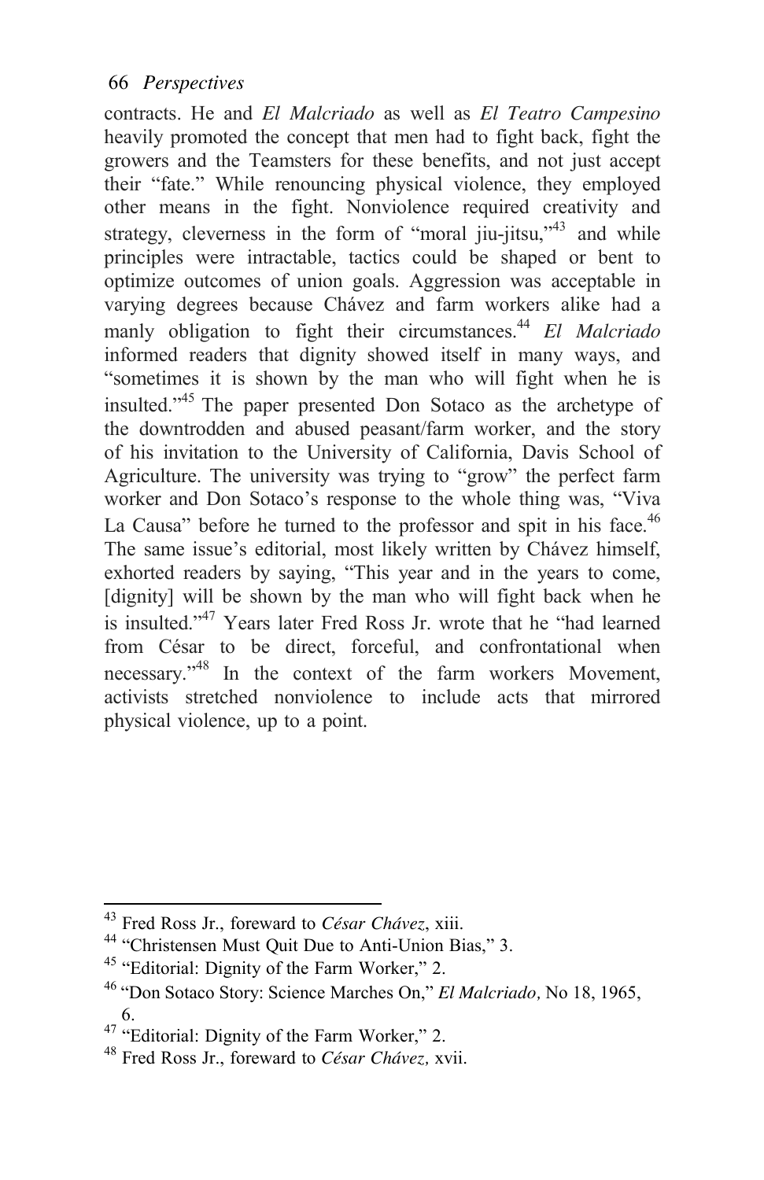contracts. He and *El Malcriado* as well as *El Teatro Campesino* heavily promoted the concept that men had to fight back, fight the growers and the Teamsters for these benefits, and not just accept their "fate." While renouncing physical violence, they employed other means in the fight. Nonviolence required creativity and strategy, cleverness in the form of "moral jiu-jitsu,"[43] and while principles were intractable, tactics could be shaped or bent to optimize outcomes of union goals. Aggression was acceptable in varying degrees because Chávez and farm workers alike had a manly obligation to fight their circumstances.[44] *El Malcriado* informed readers that dignity showed itself in many ways, and "sometimes it is shown by the man who will fight when he is insulted."[45] The paper presented Don Sotaco as the archetype of the downtrodden and abused peasant/farm worker, and the story of his invitation to the University of California, Davis School of Agriculture. The university was trying to "grow" the perfect farm worker and Don Sotaco's response to the whole thing was, "Viva La Causa" before he turned to the professor and spit in his face.[46] The same issue's editorial, most likely written by Chávez himself, exhorted readers by saying, "This year and in the years to come, [dignity] will be shown by the man who will fight back when he is insulted."[47] Years later Fred Ross Jr. wrote that he "had learned from César to be direct, forceful, and confrontational when necessary."[48] In the context of the farm workers Movement, activists stretched nonviolence to include acts that mirrored physical violence, up to a point.

---

[43] Fred Ross Jr., foreward to *César Chávez*, xiii.

[44] "Christensen Must Quit Due to Anti-Union Bias," 3.

[45] "Editorial: Dignity of the Farm Worker," 2.

[46] "Don Sotaco Story: Science Marches On," *El Malcriado,* No 18, 1965, 6.

[47] "Editorial: Dignity of the Farm Worker," 2.

[48] Fred Ross Jr., foreward to *César Chávez,* xvii.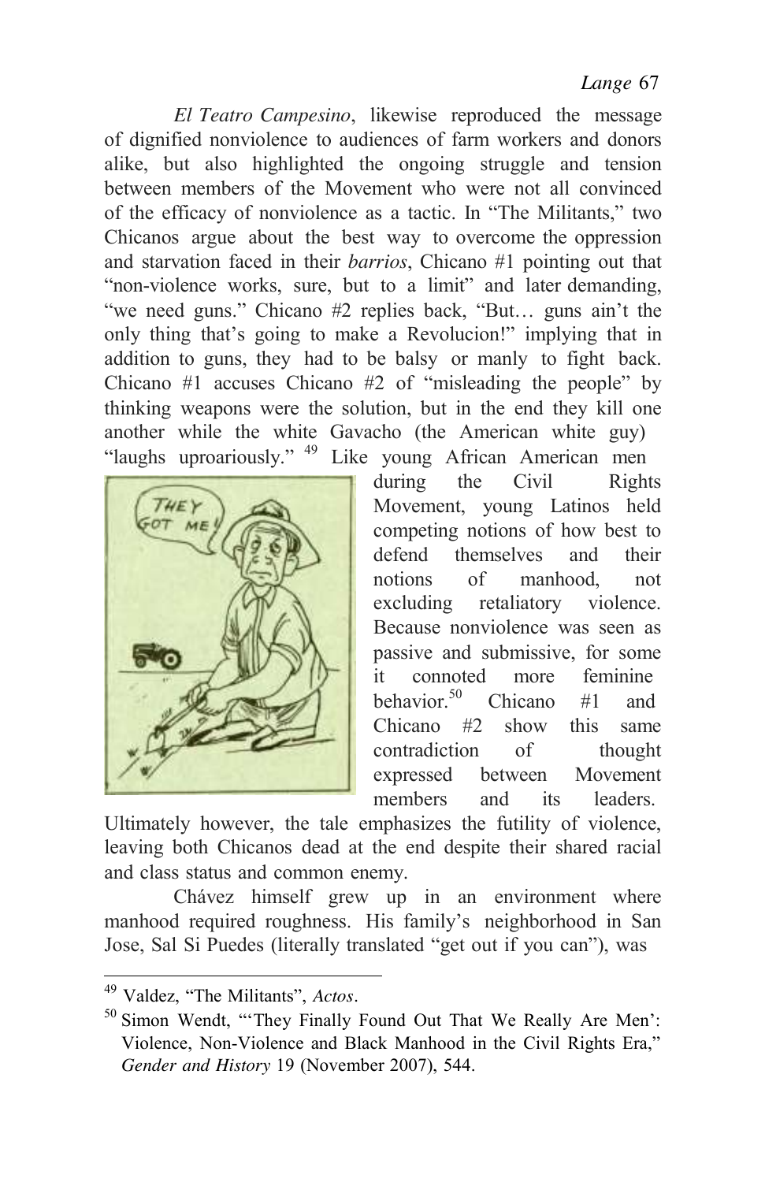*El Teatro Campesino*, likewise reproduced the message of dignified nonviolence to audiences of farm workers and donors alike, but also highlighted the ongoing struggle and tension between members of the Movement who were not all convinced of the efficacy of nonviolence as a tactic. In "The Militants," two Chicanos argue about the best way to overcome the oppression and starvation faced in their *barrios*, Chicano #1 pointing out that "non-violence works, sure, but to a limit" and later demanding, "we need guns." Chicano #2 replies back, "But… guns ain't the only thing that's going to make a Revolucion!" implying that in addition to guns, they had to be balsy or manly to fight back. Chicano #1 accuses Chicano #2 of "misleading the people" by thinking weapons were the solution, but in the end they kill one another while the white Gavacho (the American white guy) "laughs uproariously."[49] Like young African American men during the Civil Rights Movement, young Latinos held competing notions of how best to defend themselves and their notions of manhood, not excluding retaliatory violence. Because nonviolence was seen as passive and submissive, for some it connoted more feminine behavior.[50] Chicano #1 and Chicano #2 show this same contradiction of thought expressed between Movement members and its leaders. Ultimately however, the tale emphasizes the futility of violence, leaving both Chicanos dead at the end despite their shared racial and class status and common enemy.

Chávez himself grew up in an environment where manhood required roughness. His family's neighborhood in San Jose, Sal Si Puedes (literally translated "get out if you can"), was

---

[49] Valdez, "The Militants", *Actos*.

[50] Simon Wendt, "'They Finally Found Out That We Really Are Men': Violence, Non-Violence and Black Manhood in the Civil Rights Era," *Gender and History* 19 (November 2007), 544.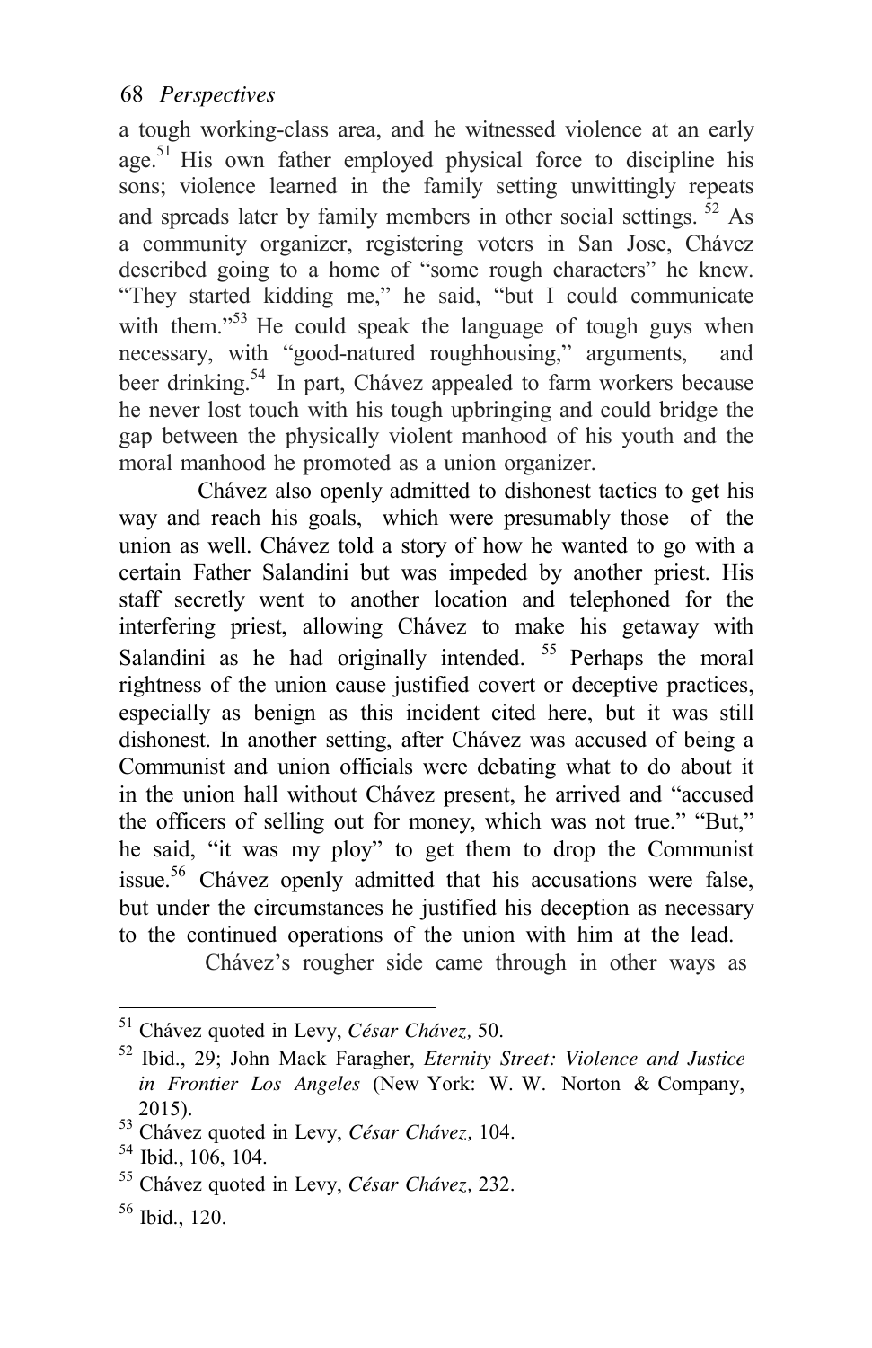a tough working-class area, and he witnessed violence at an early age.[51] His own father employed physical force to discipline his sons; violence learned in the family setting unwittingly repeats and spreads later by family members in other social settings. [52] As a community organizer, registering voters in San Jose, Chávez described going to a home of "some rough characters" he knew. "They started kidding me," he said, "but I could communicate with them."[53] He could speak the language of tough guys when necessary, with "good-natured roughhousing," arguments, and beer drinking.[54] In part, Chávez appealed to farm workers because he never lost touch with his tough upbringing and could bridge the gap between the physically violent manhood of his youth and the moral manhood he promoted as a union organizer.

Chávez also openly admitted to dishonest tactics to get his way and reach his goals, which were presumably those of the union as well. Chávez told a story of how he wanted to go with a certain Father Salandini but was impeded by another priest. His staff secretly went to another location and telephoned for the interfering priest, allowing Chávez to make his getaway with Salandini as he had originally intended. [55] Perhaps the moral rightness of the union cause justified covert or deceptive practices, especially as benign as this incident cited here, but it was still dishonest. In another setting, after Chávez was accused of being a Communist and union officials were debating what to do about it in the union hall without Chávez present, he arrived and "accused the officers of selling out for money, which was not true." "But," he said, "it was my ploy" to get them to drop the Communist issue.[56] Chávez openly admitted that his accusations were false, but under the circumstances he justified his deception as necessary to the continued operations of the union with him at the lead.

Chávez's rougher side came through in other ways as

---

[51] Chávez quoted in Levy, *César Chávez,* 50.

[52] Ibid., 29; John Mack Faragher, *Eternity Street: Violence and Justice in Frontier Los Angeles* (New York: W. W. Norton & Company, 2015).

[53] Chávez quoted in Levy, *César Chávez,* 104.

[54] Ibid., 106, 104.

[55] Chávez quoted in Levy, *César Chávez,* 232.

[56] Ibid., 120.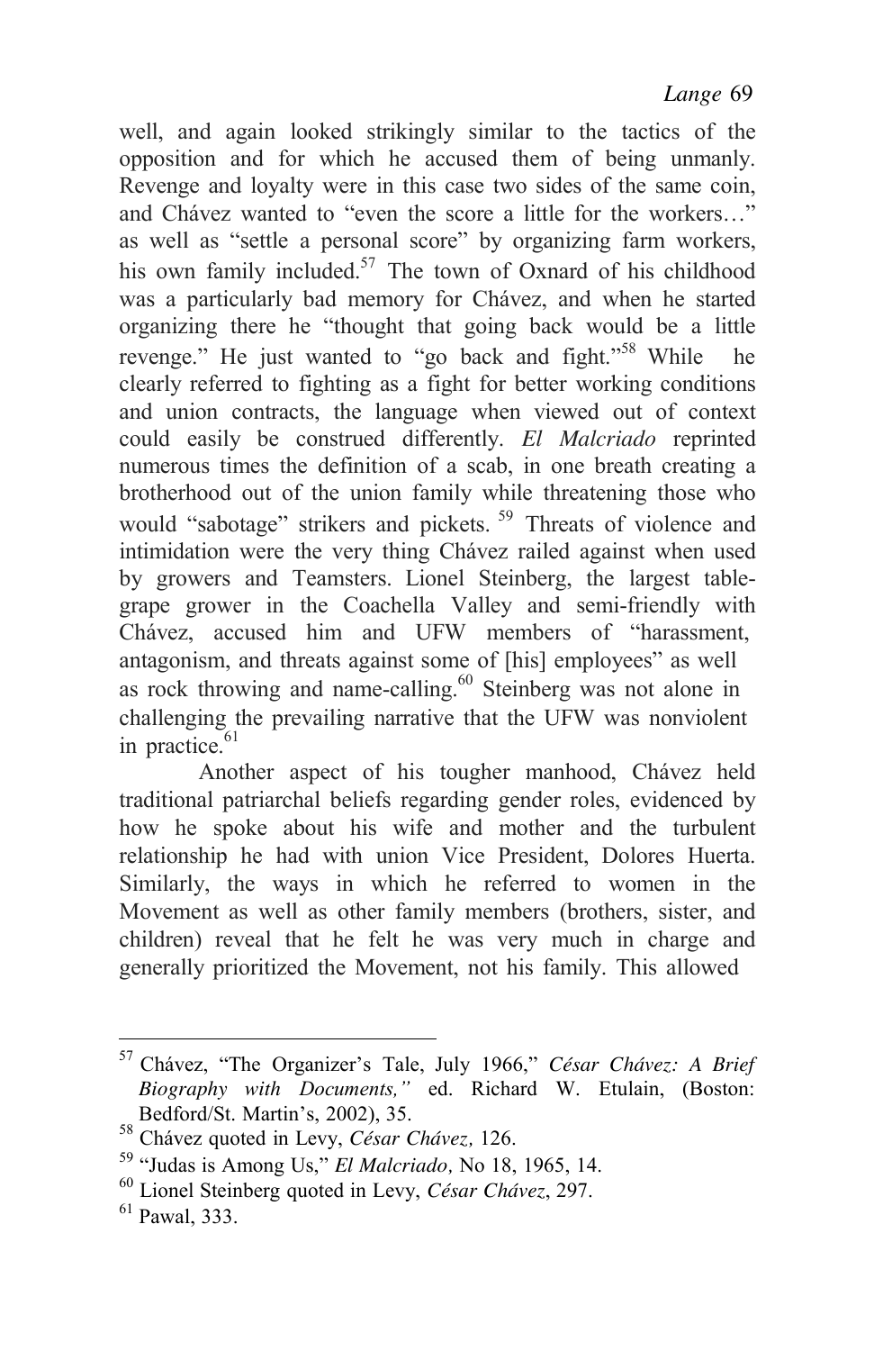well, and again looked strikingly similar to the tactics of the opposition and for which he accused them of being unmanly. Revenge and loyalty were in this case two sides of the same coin, and Chávez wanted to "even the score a little for the workers…" as well as "settle a personal score" by organizing farm workers, his own family included.[57] The town of Oxnard of his childhood was a particularly bad memory for Chávez, and when he started organizing there he "thought that going back would be a little revenge." He just wanted to "go back and fight."[58] While he clearly referred to fighting as a fight for better working conditions and union contracts, the language when viewed out of context could easily be construed differently. *El Malcriado* reprinted numerous times the definition of a scab, in one breath creating a brotherhood out of the union family while threatening those who would "sabotage" strikers and pickets.[59] Threats of violence and intimidation were the very thing Chávez railed against when used by growers and Teamsters. Lionel Steinberg, the largest table-grape grower in the Coachella Valley and semi-friendly with Chávez, accused him and UFW members of "harassment, antagonism, and threats against some of [his] employees" as well as rock throwing and name-calling.[60] Steinberg was not alone in challenging the prevailing narrative that the UFW was nonviolent in practice.[61]

Another aspect of his tougher manhood, Chávez held traditional patriarchal beliefs regarding gender roles, evidenced by how he spoke about his wife and mother and the turbulent relationship he had with union Vice President, Dolores Huerta. Similarly, the ways in which he referred to women in the Movement as well as other family members (brothers, sister, and children) reveal that he felt he was very much in charge and generally prioritized the Movement, not his family. This allowed

---

[57] Chávez, "The Organizer's Tale, July 1966," *César Chávez: A Brief Biography with Documents,"* ed. Richard W. Etulain, (Boston: Bedford/St. Martin's, 2002), 35.

[58] Chávez quoted in Levy, *César Chávez,* 126.

[59] "Judas is Among Us," *El Malcriado,* No 18, 1965, 14.

[60] Lionel Steinberg quoted in Levy, *César Chávez*, 297.

[61] Pawal, 333.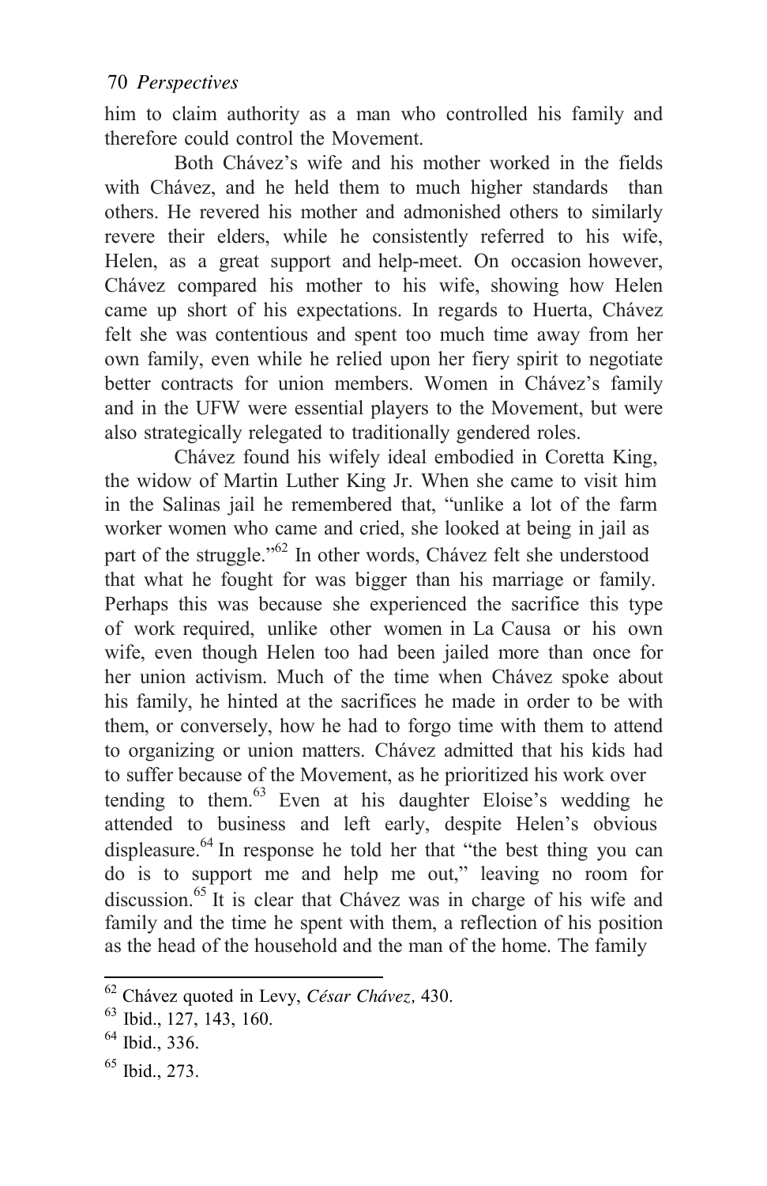him to claim authority as a man who controlled his family and therefore could control the Movement.

Both Chávez's wife and his mother worked in the fields with Chávez, and he held them to much higher standards than others. He revered his mother and admonished others to similarly revere their elders, while he consistently referred to his wife, Helen, as a great support and help-meet. On occasion however, Chávez compared his mother to his wife, showing how Helen came up short of his expectations. In regards to Huerta, Chávez felt she was contentious and spent too much time away from her own family, even while he relied upon her fiery spirit to negotiate better contracts for union members. Women in Chávez's family and in the UFW were essential players to the Movement, but were also strategically relegated to traditionally gendered roles.

Chávez found his wifely ideal embodied in Coretta King, the widow of Martin Luther King Jr. When she came to visit him in the Salinas jail he remembered that, "unlike a lot of the farm worker women who came and cried, she looked at being in jail as part of the struggle."[62] In other words, Chávez felt she understood that what he fought for was bigger than his marriage or family. Perhaps this was because she experienced the sacrifice this type of work required, unlike other women in La Causa or his own wife, even though Helen too had been jailed more than once for her union activism. Much of the time when Chávez spoke about his family, he hinted at the sacrifices he made in order to be with them, or conversely, how he had to forgo time with them to attend to organizing or union matters. Chávez admitted that his kids had to suffer because of the Movement, as he prioritized his work over tending to them.[63] Even at his daughter Eloise's wedding he attended to business and left early, despite Helen's obvious displeasure.[64] In response he told her that "the best thing you can do is to support me and help me out," leaving no room for discussion.[65] It is clear that Chávez was in charge of his wife and family and the time he spent with them, a reflection of his position as the head of the household and the man of the home. The family

---

[62] Chávez quoted in Levy, *César Chávez,* 430.

[63] Ibid., 127, 143, 160.

[64] Ibid., 336.

[65] Ibid., 273.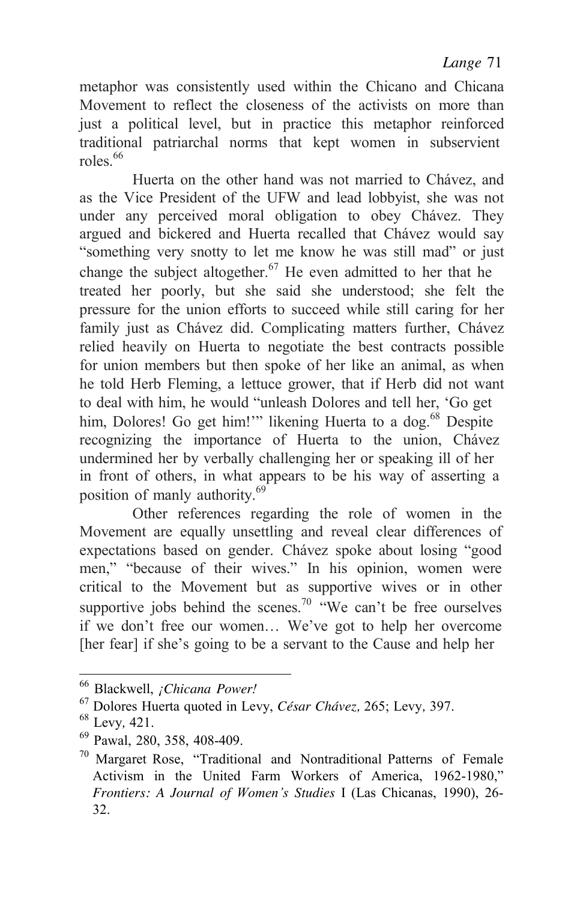metaphor was consistently used within the Chicano and Chicana Movement to reflect the closeness of the activists on more than just a political level, but in practice this metaphor reinforced traditional patriarchal norms that kept women in subservient roles.[66]

Huerta on the other hand was not married to Chávez, and as the Vice President of the UFW and lead lobbyist, she was not under any perceived moral obligation to obey Chávez. They argued and bickered and Huerta recalled that Chávez would say "something very snotty to let me know he was still mad" or just change the subject altogether.[67] He even admitted to her that he treated her poorly, but she said she understood; she felt the pressure for the union efforts to succeed while still caring for her family just as Chávez did. Complicating matters further, Chávez relied heavily on Huerta to negotiate the best contracts possible for union members but then spoke of her like an animal, as when he told Herb Fleming, a lettuce grower, that if Herb did not want to deal with him, he would "unleash Dolores and tell her, 'Go get him, Dolores! Go get him!'" likening Huerta to a dog.[68] Despite recognizing the importance of Huerta to the union, Chávez undermined her by verbally challenging her or speaking ill of her in front of others, in what appears to be his way of asserting a position of manly authority.[69]

Other references regarding the role of women in the Movement are equally unsettling and reveal clear differences of expectations based on gender. Chávez spoke about losing "good men," "because of their wives." In his opinion, women were critical to the Movement but as supportive wives or in other supportive jobs behind the scenes.[70] "We can't be free ourselves if we don't free our women… We've got to help her overcome [her fear] if she's going to be a servant to the Cause and help her

---

[66] Blackwell, *¡Chicana Power!*

[67] Dolores Huerta quoted in Levy, *César Chávez,* 265; Levy*,* 397.

[68] Levy*,* 421.

[69] Pawal, 280, 358, 408-409.

[70] Margaret Rose, "Traditional and Nontraditional Patterns of Female Activism in the United Farm Workers of America, 1962-1980," *Frontiers: A Journal of Women's Studies* I (Las Chicanas, 1990), 26-32.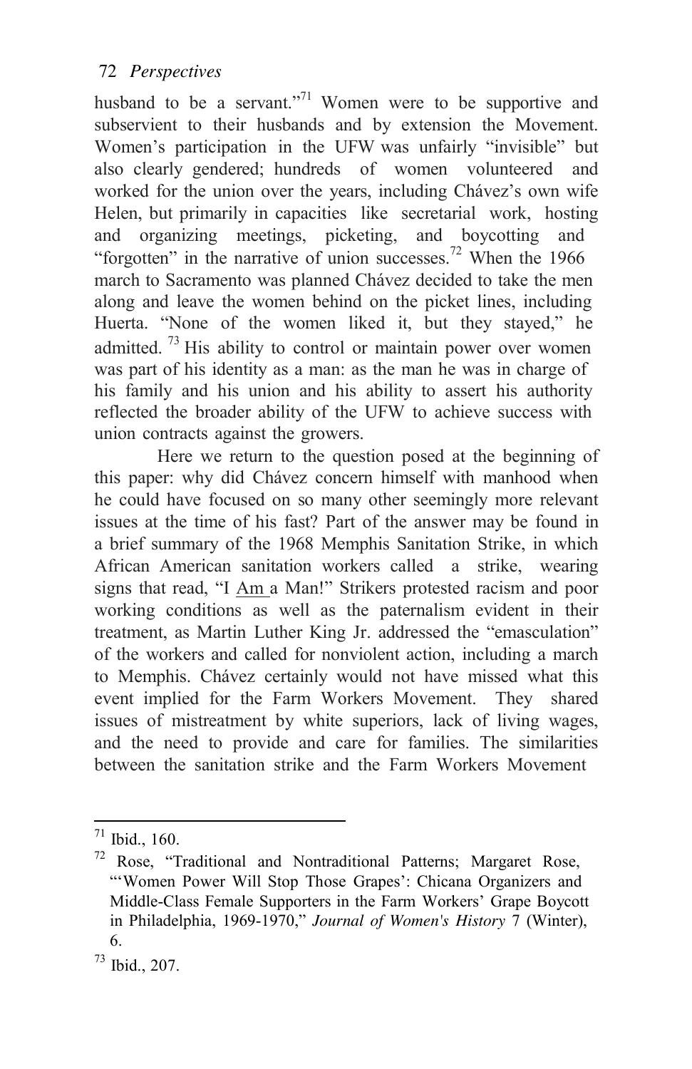husband to be a servant."[71] Women were to be supportive and subservient to their husbands and by extension the Movement. Women's participation in the UFW was unfairly "invisible" but also clearly gendered; hundreds of women volunteered and worked for the union over the years, including Chávez's own wife Helen, but primarily in capacities like secretarial work, hosting and organizing meetings, picketing, and boycotting and "forgotten" in the narrative of union successes.[72] When the 1966 march to Sacramento was planned Chávez decided to take the men along and leave the women behind on the picket lines, including Huerta. "None of the women liked it, but they stayed," he admitted. [73] His ability to control or maintain power over women was part of his identity as a man: as the man he was in charge of his family and his union and his ability to assert his authority reflected the broader ability of the UFW to achieve success with union contracts against the growers.

Here we return to the question posed at the beginning of this paper: why did Chávez concern himself with manhood when he could have focused on so many other seemingly more relevant issues at the time of his fast? Part of the answer may be found in a brief summary of the 1968 Memphis Sanitation Strike, in which African American sanitation workers called a strike, wearing signs that read, "I <u>Am</u> a Man!" Strikers protested racism and poor working conditions as well as the paternalism evident in their treatment, as Martin Luther King Jr. addressed the "emasculation" of the workers and called for nonviolent action, including a march to Memphis. Chávez certainly would not have missed what this event implied for the Farm Workers Movement. They shared issues of mistreatment by white superiors, lack of living wages, and the need to provide and care for families. The similarities between the sanitation strike and the Farm Workers Movement

---

[71] Ibid., 160.

[72] Rose, "Traditional and Nontraditional Patterns; Margaret Rose, "'Women Power Will Stop Those Grapes': Chicana Organizers and Middle-Class Female Supporters in the Farm Workers' Grape Boycott in Philadelphia, 1969-1970," *Journal of Women's History* 7 (Winter), 6.

[73] Ibid., 207.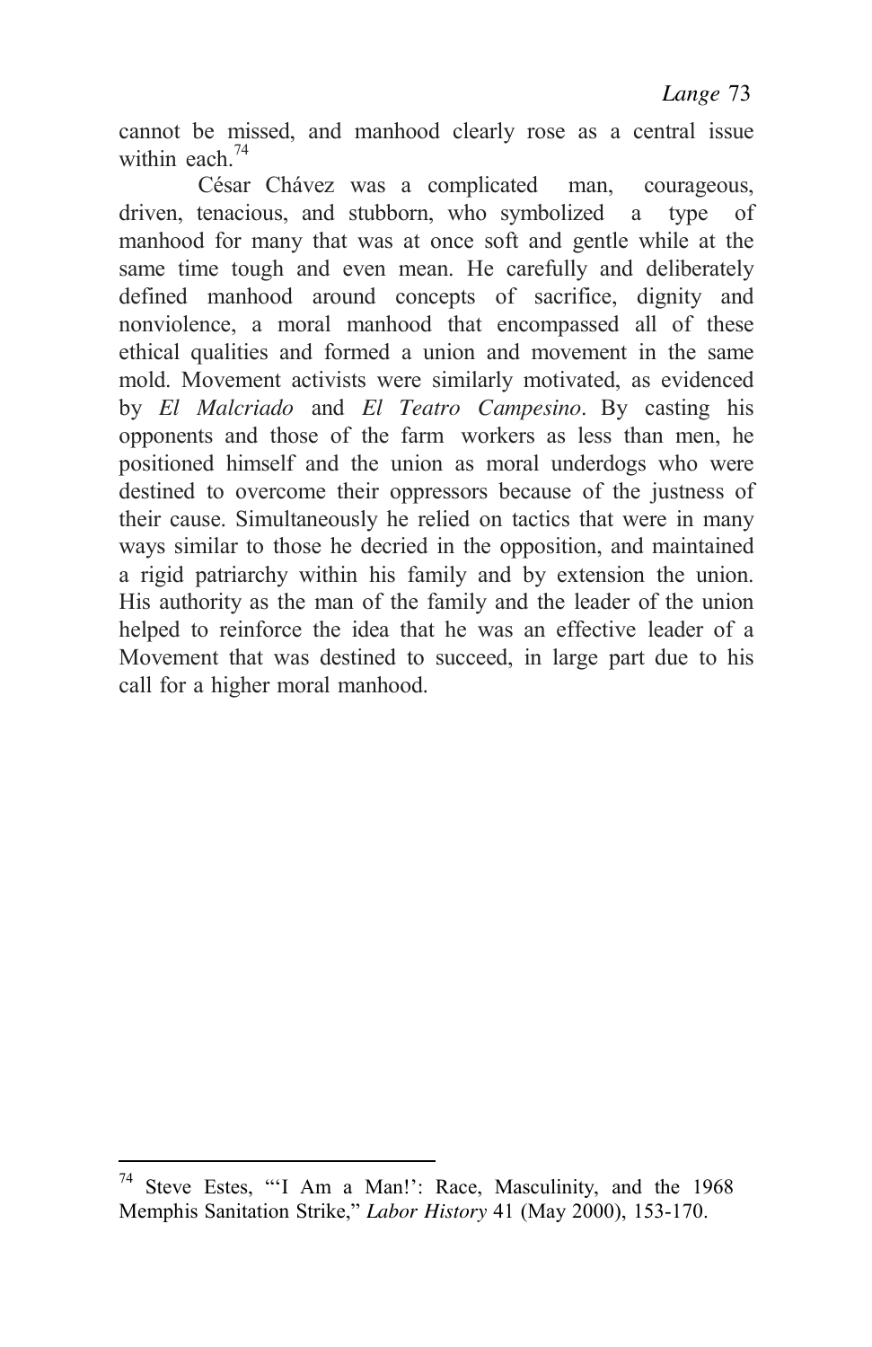cannot be missed, and manhood clearly rose as a central issue within each.[74]

César Chávez was a complicated man, courageous, driven, tenacious, and stubborn, who symbolized a type of manhood for many that was at once soft and gentle while at the same time tough and even mean. He carefully and deliberately defined manhood around concepts of sacrifice, dignity and nonviolence, a moral manhood that encompassed all of these ethical qualities and formed a union and movement in the same mold. Movement activists were similarly motivated, as evidenced by *El Malcriado* and *El Teatro Campesino*. By casting his opponents and those of the farm workers as less than men, he positioned himself and the union as moral underdogs who were destined to overcome their oppressors because of the justness of their cause. Simultaneously he relied on tactics that were in many ways similar to those he decried in the opposition, and maintained a rigid patriarchy within his family and by extension the union. His authority as the man of the family and the leader of the union helped to reinforce the idea that he was an effective leader of a Movement that was destined to succeed, in large part due to his call for a higher moral manhood.

---

[74] Steve Estes, "'I Am a Man!': Race, Masculinity, and the 1968 Memphis Sanitation Strike," *Labor History* 41 (May 2000), 153-170.